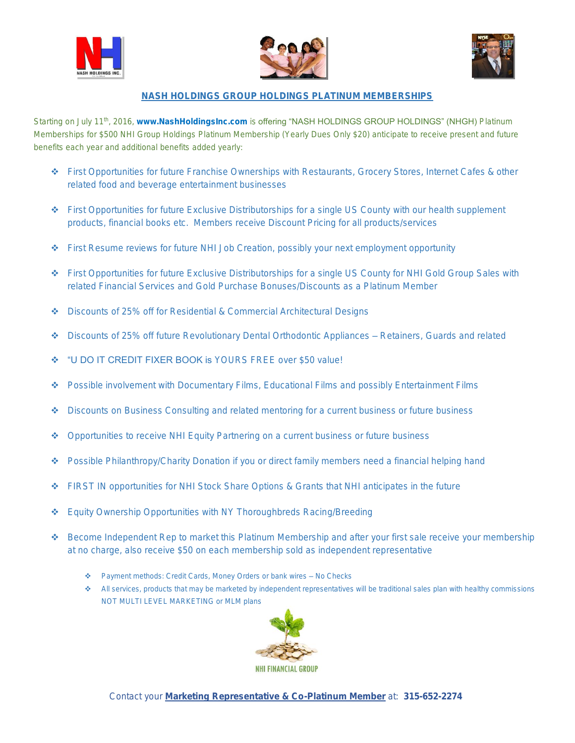## NASH HOLDINGS GROUP HOLDINGS PLATINUM MEMBERSHIPS

Starting on July 11th, 2016, **www.NashHoldingsInc.com** is offering "NASH HOLDINGS GROUP HOLDINGS" (NHGH) Platinum Memberships for $500 NHI Group Holdings Platinum Membership (Yearly Dues Only $20) anticipate to receive present and future benefits each year and additional benefits added yearly:

- First Opportunities for future Franchise Ownerships with Restaurants, Grocery Stores, Internet Cafes & other related food and beverage entertainment businesses
- First Opportunities for future Exclusive Distributorships for a single US County with our health supplement products, financial books etc. Members receive Discount Pricing for all products/services
- First Resume reviews for future NHI Job Creation, possibly your next employment opportunity
- First Opportunities for future Exclusive Distributorships for a single US County for NHI Gold Group Sales with related Financial Services and Gold Purchase Bonuses/Discounts as a Platinum Member
- Discounts of 25% off for Residential & Commercial Architectural Designs
- Discounts of 25% off future Revolutionary Dental Orthodontic Appliances – Retainers, Guards and related
- "U DO IT CREDIT FIXER BOOK is YOURS FREE over $50 value!
- Possible involvement with Documentary Films, Educational Films and possibly Entertainment Films
- Discounts on Business Consulting and related mentoring for a current business or future business
- Opportunities to receive NHI Equity Partnering on a current business or future business
- Possible Philanthropy/Charity Donation if you or direct family members need a financial helping hand
- FIRST IN opportunities for NHI Stock Share Options & Grants that NHI anticipates in the future
- Equity Ownership Opportunities with NY Thoroughbreds Racing/Breeding
- Become Independent Rep to market this Platinum Membership and after your first sale receive your membership at no charge, also receive $50 on each membership sold as independent representative
  - Payment methods: Credit Cards, Money Orders or bank wires – No Checks
  - All services, products that may be marketed by independent representatives will be traditional sales plan with healthy commissions NOT MULTI LEVEL MARKETING or MLM plans

NHI FINANCIAL GROUP

Contact your **Marketing Representative & Co-Platinum Member** at: **315-652-2274**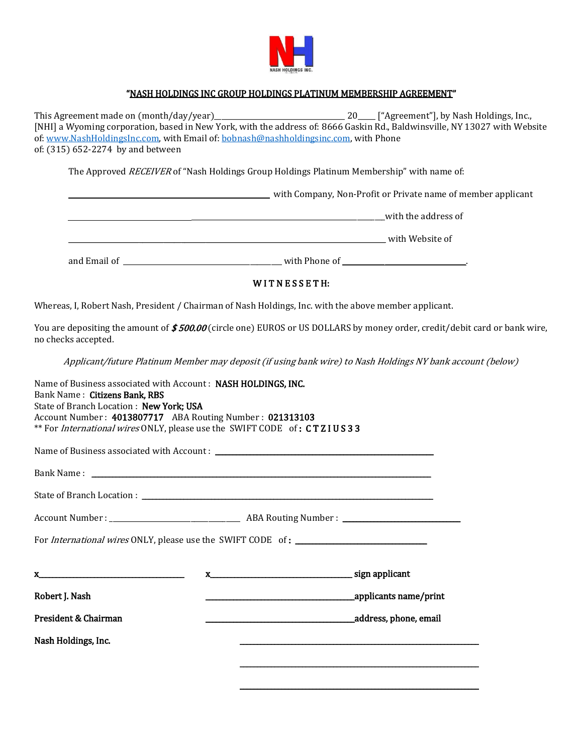NASH HOLDINGS INC.

# "NASH HOLDINGS INC GROUP HOLDINGS PLATINUM MEMBERSHIP AGREEMENT"

This Agreement made on (month/day/year)__________________________________ 20_____ ["Agreement"], by Nash Holdings, Inc., [NHI] a Wyoming corporation, based in New York, with the address of: 8666 Gaskin Rd., Baldwinsville, NY 13027 with Website of: www.NashHoldingsInc.com, with Email of: bobnash@nashholdingsinc.com, with Phone of: (315) 652-2274 by and between

The Approved *RECEIVER* of "Nash Holdings Group Holdings Platinum Membership" with name of:

______________________________________________ with Company, Non-Profit or Private name of member applicant

______________________________________________________________with the address of

______________________________________________________________ with Website of

and Email of ______________________________________ with Phone of ______________________________.

**W I T N E S S E T H:**

Whereas, I, Robert Nash, President / Chairman of Nash Holdings, Inc. with the above member applicant.

You are depositing the amount of ***$ 500.00*** (circle one) EUROS or US DOLLARS by money order, credit/debit card or bank wire, no checks accepted.

*Applicant/future Platinum Member may deposit (if using bank wire) to Nash Holdings NY bank account (below)*

Name of Business associated with Account : **NASH HOLDINGS, INC.**
Bank Name : **Citizens Bank, RBS**
State of Branch Location : **New York; USA**
Account Number : **4013807717** ABA Routing Number : **021313103**
** For *International wires* ONLY, please use the SWIFT CODE of **: C T Z I U S 3 3**

Name of Business associated with Account : ______________________________________________

Bank Name : ______________________________________________________________

State of Branch Location : ______________________________________________________

Account Number : ______________________________ ABA Routing Number : ___________________________

For *International wires* ONLY, please use the SWIFT CODE of **:** ______________________________

**x**____________________________________ **x**____________________________________ **sign applicant**

**Robert J. Nash** ____________________________________**applicants name/print**

**President & Chairman** ____________________________________**address, phone, email**

**Nash Holdings, Inc.** ____________________________________________________

____________________________________________________

____________________________________________________